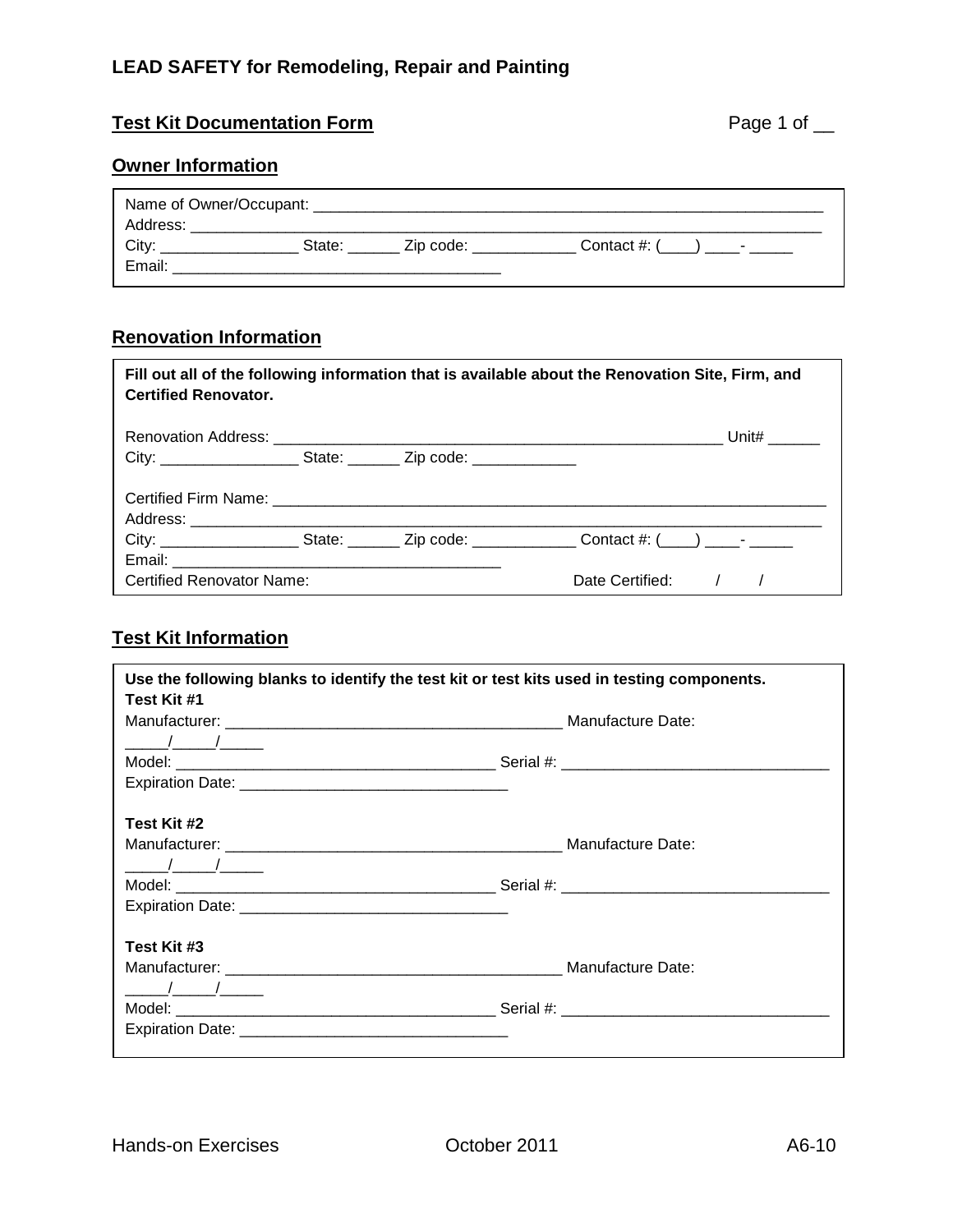**LEAD SAFETY for Remodeling, Repair and Painting**

## Test Kit Documentation Form

Page 1 of __

### Owner Information

Name of Owner/Occupant: ____________________________________________________________
Address: __________________________________________________________________________
City: ________________ State: ______ Zip code: ____________ Contact #: (____) ____- _____
Email: ______________________________________

### Renovation Information

**Fill out all of the following information that is available about the Renovation Site, Firm, and Certified Renovator.**

Renovation Address: ____________________________________________________ Unit# ______
City: ________________ State: ______ Zip code: ____________

Certified Firm Name: ________________________________________________________________
Address: __________________________________________________________________________
City: ________________ State: ______ Zip code: ____________ Contact #: (____) ____- _____
Email: ______________________________________
Certified Renovator Name: Date Certified: / /

### Test Kit Information

**Use the following blanks to identify the test kit or test kits used in testing components.**

**Test Kit #1**
Manufacturer: ________________________________________ Manufacture Date: _____/_____/_____
Model: ______________________________________ Serial #: ______________________________
Expiration Date: _______________________________

**Test Kit #2**
Manufacturer: ________________________________________ Manufacture Date: _____/_____/_____
Model: ______________________________________ Serial #: ______________________________
Expiration Date: _______________________________

**Test Kit #3**
Manufacturer: ________________________________________ Manufacture Date: _____/_____/_____
Model: ______________________________________ Serial #: ______________________________
Expiration Date: _______________________________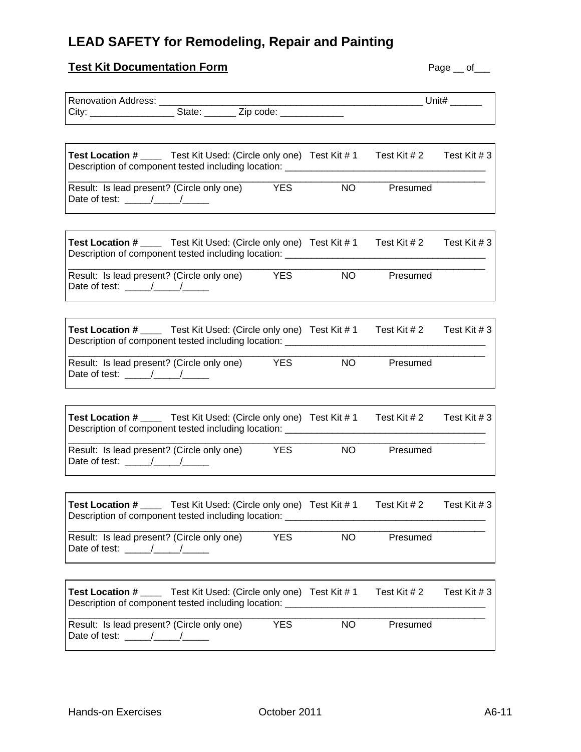# LEAD SAFETY for Remodeling, Repair and Painting

## Test Kit Documentation Form

Page __ of___

Renovation Address: ____________________________________________________ Unit# ______
City: ________________ State: ______ Zip code: ____________

**Test Location #** ____ Test Kit Used: (Circle only one) Test Kit # 1 Test Kit # 2 Test Kit # 3
Description of component tested including location: ______________________________________
_____________________________________________________________________________
Result: Is lead present? (Circle only one) YES NO Presumed
Date of test: _____/_____/_____

**Test Location #** ____ Test Kit Used: (Circle only one) Test Kit # 1 Test Kit # 2 Test Kit # 3
Description of component tested including location: ______________________________________
_____________________________________________________________________________
Result: Is lead present? (Circle only one) YES NO Presumed
Date of test: _____/_____/_____

**Test Location #** ____ Test Kit Used: (Circle only one) Test Kit # 1 Test Kit # 2 Test Kit # 3
Description of component tested including location: ______________________________________
_____________________________________________________________________________
Result: Is lead present? (Circle only one) YES NO Presumed
Date of test: _____/_____/_____

**Test Location #** ____ Test Kit Used: (Circle only one) Test Kit # 1 Test Kit # 2 Test Kit # 3
Description of component tested including location: ______________________________________
_____________________________________________________________________________
Result: Is lead present? (Circle only one) YES NO Presumed
Date of test: _____/_____/_____

**Test Location #** ____ Test Kit Used: (Circle only one) Test Kit # 1 Test Kit # 2 Test Kit # 3
Description of component tested including location: ______________________________________
_____________________________________________________________________________
Result: Is lead present? (Circle only one) YES NO Presumed
Date of test: _____/_____/_____

**Test Location #** ____ Test Kit Used: (Circle only one) Test Kit # 1 Test Kit # 2 Test Kit # 3
Description of component tested including location: ______________________________________
_____________________________________________________________________________
Result: Is lead present? (Circle only one) YES NO Presumed
Date of test: _____/_____/_____